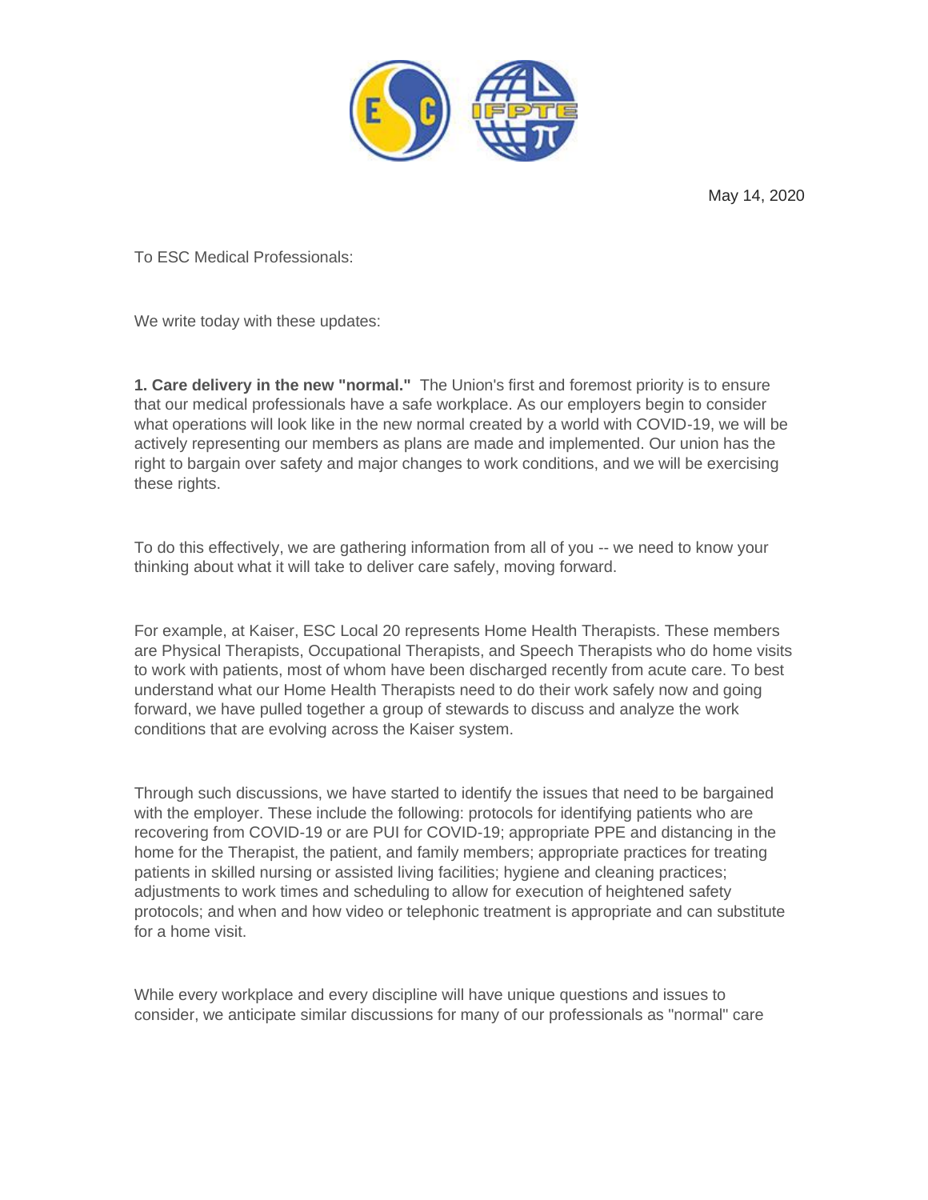May 14, 2020

To ESC Medical Professionals:

We write today with these updates:

**1. Care delivery in the new "normal."** The Union's first and foremost priority is to ensure that our medical professionals have a safe workplace. As our employers begin to consider what operations will look like in the new normal created by a world with COVID-19, we will be actively representing our members as plans are made and implemented. Our union has the right to bargain over safety and major changes to work conditions, and we will be exercising these rights.

To do this effectively, we are gathering information from all of you -- we need to know your thinking about what it will take to deliver care safely, moving forward.

For example, at Kaiser, ESC Local 20 represents Home Health Therapists. These members are Physical Therapists, Occupational Therapists, and Speech Therapists who do home visits to work with patients, most of whom have been discharged recently from acute care. To best understand what our Home Health Therapists need to do their work safely now and going forward, we have pulled together a group of stewards to discuss and analyze the work conditions that are evolving across the Kaiser system.

Through such discussions, we have started to identify the issues that need to be bargained with the employer. These include the following: protocols for identifying patients who are recovering from COVID-19 or are PUI for COVID-19; appropriate PPE and distancing in the home for the Therapist, the patient, and family members; appropriate practices for treating patients in skilled nursing or assisted living facilities; hygiene and cleaning practices; adjustments to work times and scheduling to allow for execution of heightened safety protocols; and when and how video or telephonic treatment is appropriate and can substitute for a home visit.

While every workplace and every discipline will have unique questions and issues to consider, we anticipate similar discussions for many of our professionals as "normal" care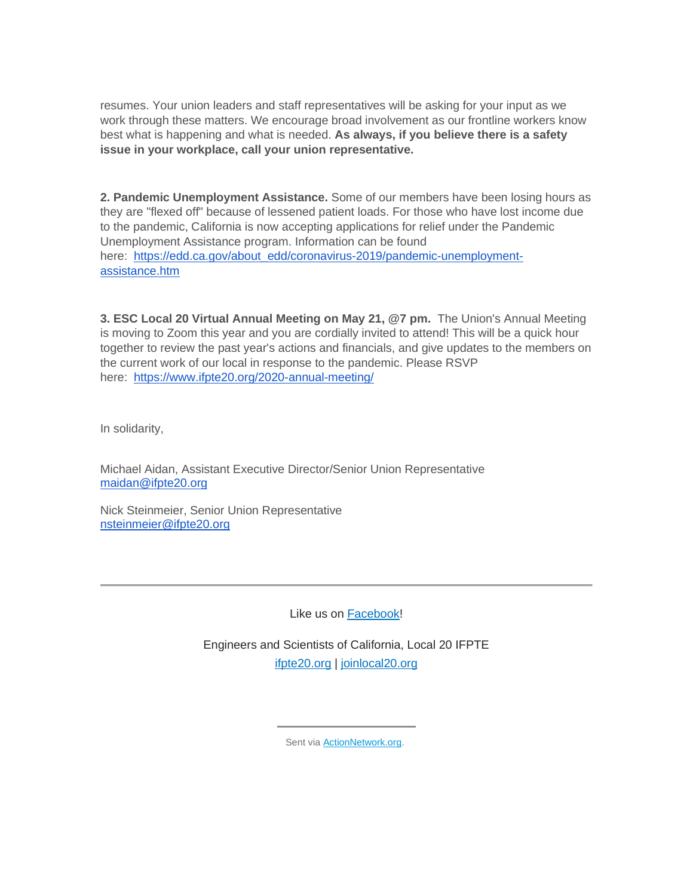resumes. Your union leaders and staff representatives will be asking for your input as we work through these matters. We encourage broad involvement as our frontline workers know best what is happening and what is needed. **As always, if you believe there is a safety issue in your workplace, call your union representative.**

**2. Pandemic Unemployment Assistance.** Some of our members have been losing hours as they are "flexed off" because of lessened patient loads. For those who have lost income due to the pandemic, California is now accepting applications for relief under the Pandemic Unemployment Assistance program. Information can be found here: [https://edd.ca.gov/about_edd/coronavirus-2019/pandemic-unemployment-assistance.htm](https://edd.ca.gov/about_edd/coronavirus-2019/pandemic-unemployment-assistance.htm)

**3. ESC Local 20 Virtual Annual Meeting on May 21, @7 pm.** The Union's Annual Meeting is moving to Zoom this year and you are cordially invited to attend! This will be a quick hour together to review the past year's actions and financials, and give updates to the members on the current work of our local in response to the pandemic. Please RSVP here: [https://www.ifpte20.org/2020-annual-meeting/](https://www.ifpte20.org/2020-annual-meeting/)

In solidarity,

Michael Aidan, Assistant Executive Director/Senior Union Representative
maidan@ifpte20.org

Nick Steinmeier, Senior Union Representative
nsteinmeier@ifpte20.org

---

Like us on Facebook!

Engineers and Scientists of California, Local 20 IFPTE
ifpte20.org | joinlocal20.org

---

Sent via ActionNetwork.org.